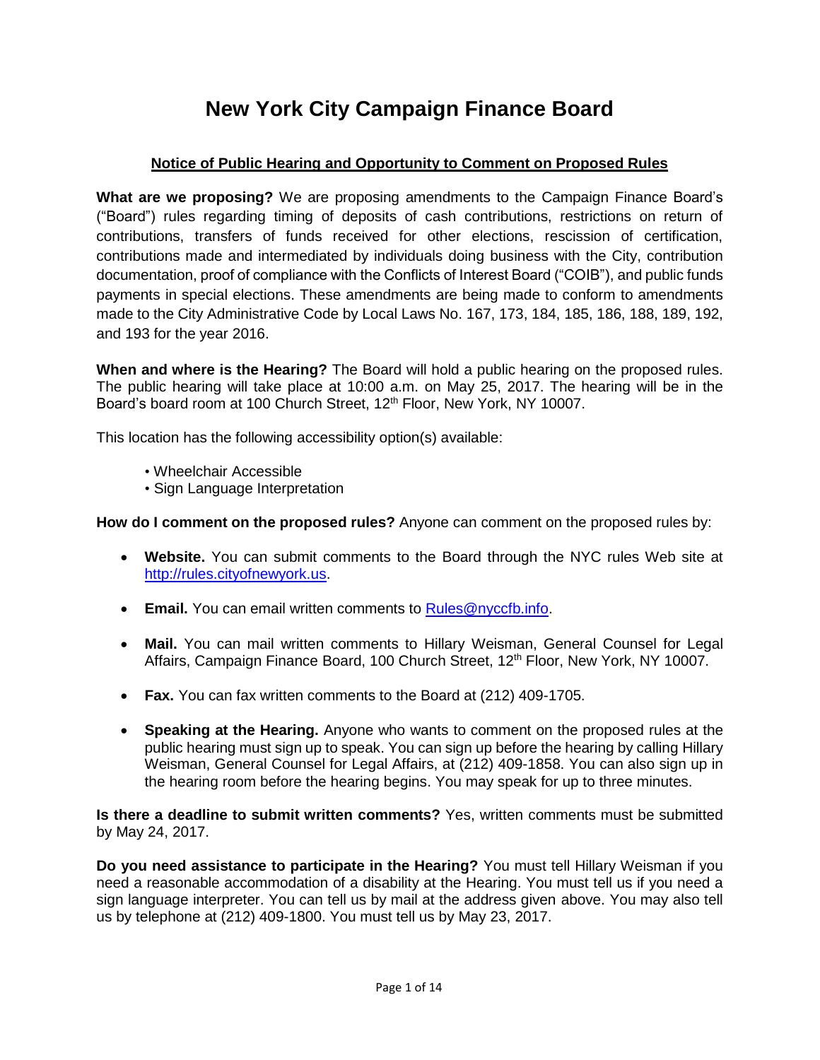# New York City Campaign Finance Board

## Notice of Public Hearing and Opportunity to Comment on Proposed Rules

**What are we proposing?** We are proposing amendments to the Campaign Finance Board's ("Board") rules regarding timing of deposits of cash contributions, restrictions on return of contributions, transfers of funds received for other elections, rescission of certification, contributions made and intermediated by individuals doing business with the City, contribution documentation, proof of compliance with the Conflicts of Interest Board ("COIB"), and public funds payments in special elections. These amendments are being made to conform to amendments made to the City Administrative Code by Local Laws No. 167, 173, 184, 185, 186, 188, 189, 192, and 193 for the year 2016.

**When and where is the Hearing?** The Board will hold a public hearing on the proposed rules. The public hearing will take place at 10:00 a.m. on May 25, 2017. The hearing will be in the Board's board room at 100 Church Street, 12th Floor, New York, NY 10007.

This location has the following accessibility option(s) available:

- Wheelchair Accessible
- Sign Language Interpretation

**How do I comment on the proposed rules?** Anyone can comment on the proposed rules by:

- **Website.** You can submit comments to the Board through the NYC rules Web site at http://rules.cityofnewyork.us.
- **Email.** You can email written comments to Rules@nyccfb.info.
- **Mail.** You can mail written comments to Hillary Weisman, General Counsel for Legal Affairs, Campaign Finance Board, 100 Church Street, 12th Floor, New York, NY 10007.
- **Fax.** You can fax written comments to the Board at (212) 409-1705.
- **Speaking at the Hearing.** Anyone who wants to comment on the proposed rules at the public hearing must sign up to speak. You can sign up before the hearing by calling Hillary Weisman, General Counsel for Legal Affairs, at (212) 409-1858. You can also sign up in the hearing room before the hearing begins. You may speak for up to three minutes.

**Is there a deadline to submit written comments?** Yes, written comments must be submitted by May 24, 2017.

**Do you need assistance to participate in the Hearing?** You must tell Hillary Weisman if you need a reasonable accommodation of a disability at the Hearing. You must tell us if you need a sign language interpreter. You can tell us by mail at the address given above. You may also tell us by telephone at (212) 409-1800. You must tell us by May 23, 2017.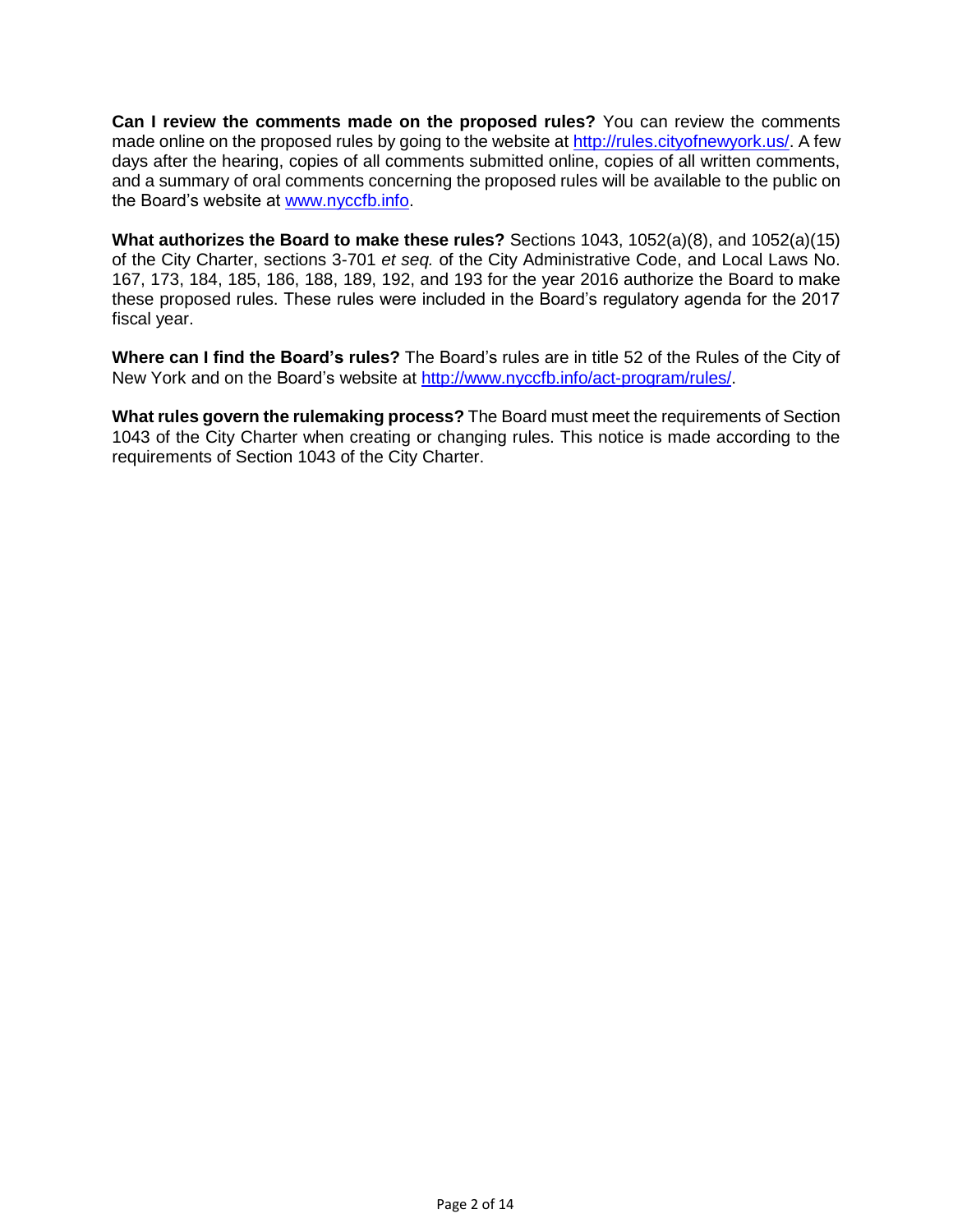**Can I review the comments made on the proposed rules?** You can review the comments made online on the proposed rules by going to the website at [http://rules.cityofnewyork.us/](http://rules.cityofnewyork.us/). A few days after the hearing, copies of all comments submitted online, copies of all written comments, and a summary of oral comments concerning the proposed rules will be available to the public on the Board's website at [www.nyccfb.info](www.nyccfb.info).

**What authorizes the Board to make these rules?** Sections 1043, 1052(a)(8), and 1052(a)(15) of the City Charter, sections 3-701 *et seq.* of the City Administrative Code, and Local Laws No. 167, 173, 184, 185, 186, 188, 189, 192, and 193 for the year 2016 authorize the Board to make these proposed rules. These rules were included in the Board's regulatory agenda for the 2017 fiscal year.

**Where can I find the Board's rules?** The Board's rules are in title 52 of the Rules of the City of New York and on the Board's website at [http://www.nyccfb.info/act-program/rules/](http://www.nyccfb.info/act-program/rules/).

**What rules govern the rulemaking process?** The Board must meet the requirements of Section 1043 of the City Charter when creating or changing rules. This notice is made according to the requirements of Section 1043 of the City Charter.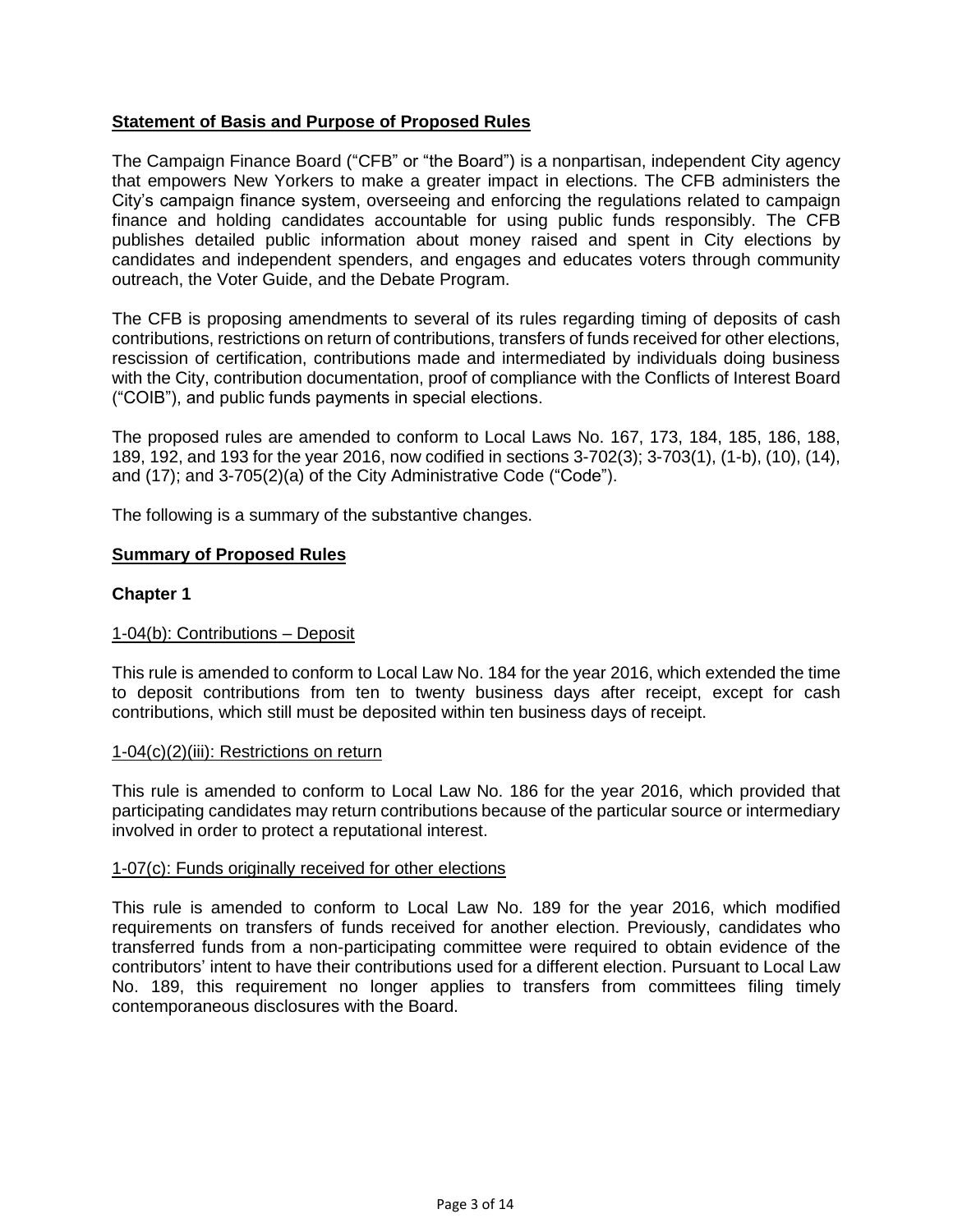## Statement of Basis and Purpose of Proposed Rules

The Campaign Finance Board ("CFB" or "the Board") is a nonpartisan, independent City agency that empowers New Yorkers to make a greater impact in elections. The CFB administers the City's campaign finance system, overseeing and enforcing the regulations related to campaign finance and holding candidates accountable for using public funds responsibly. The CFB publishes detailed public information about money raised and spent in City elections by candidates and independent spenders, and engages and educates voters through community outreach, the Voter Guide, and the Debate Program.

The CFB is proposing amendments to several of its rules regarding timing of deposits of cash contributions, restrictions on return of contributions, transfers of funds received for other elections, rescission of certification, contributions made and intermediated by individuals doing business with the City, contribution documentation, proof of compliance with the Conflicts of Interest Board ("COIB"), and public funds payments in special elections.

The proposed rules are amended to conform to Local Laws No. 167, 173, 184, 185, 186, 188, 189, 192, and 193 for the year 2016, now codified in sections 3-702(3); 3-703(1), (1-b), (10), (14), and (17); and 3-705(2)(a) of the City Administrative Code ("Code").

The following is a summary of the substantive changes.

## Summary of Proposed Rules

### Chapter 1

#### 1-04(b): Contributions – Deposit

This rule is amended to conform to Local Law No. 184 for the year 2016, which extended the time to deposit contributions from ten to twenty business days after receipt, except for cash contributions, which still must be deposited within ten business days of receipt.

#### 1-04(c)(2)(iii): Restrictions on return

This rule is amended to conform to Local Law No. 186 for the year 2016, which provided that participating candidates may return contributions because of the particular source or intermediary involved in order to protect a reputational interest.

#### 1-07(c): Funds originally received for other elections

This rule is amended to conform to Local Law No. 189 for the year 2016, which modified requirements on transfers of funds received for another election. Previously, candidates who transferred funds from a non-participating committee were required to obtain evidence of the contributors' intent to have their contributions used for a different election. Pursuant to Local Law No. 189, this requirement no longer applies to transfers from committees filing timely contemporaneous disclosures with the Board.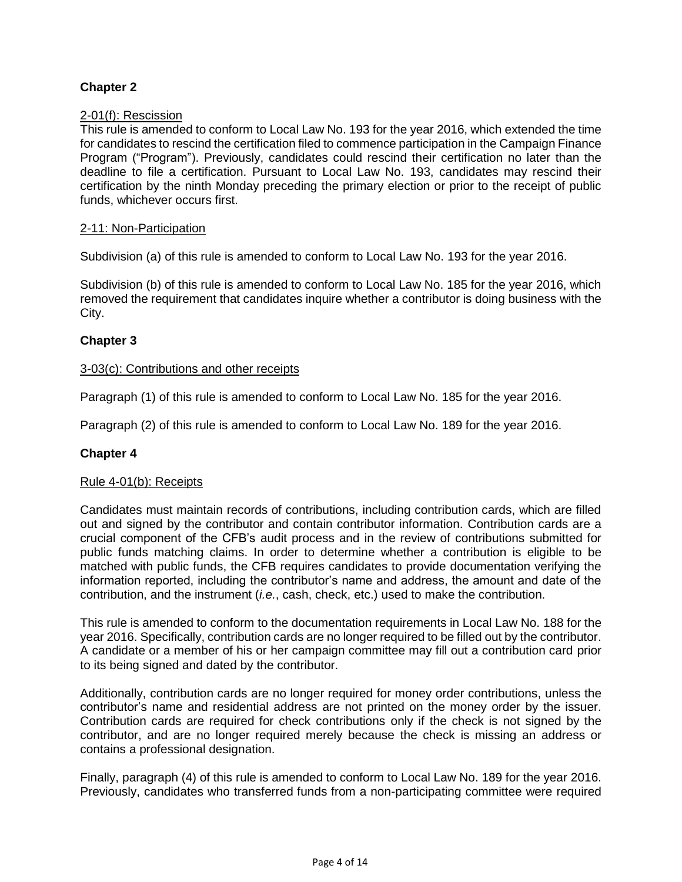## Chapter 2

2-01(f): Rescission

This rule is amended to conform to Local Law No. 193 for the year 2016, which extended the time for candidates to rescind the certification filed to commence participation in the Campaign Finance Program ("Program"). Previously, candidates could rescind their certification no later than the deadline to file a certification. Pursuant to Local Law No. 193, candidates may rescind their certification by the ninth Monday preceding the primary election or prior to the receipt of public funds, whichever occurs first.

2-11: Non-Participation

Subdivision (a) of this rule is amended to conform to Local Law No. 193 for the year 2016.

Subdivision (b) of this rule is amended to conform to Local Law No. 185 for the year 2016, which removed the requirement that candidates inquire whether a contributor is doing business with the City.

## Chapter 3

3-03(c): Contributions and other receipts

Paragraph (1) of this rule is amended to conform to Local Law No. 185 for the year 2016.

Paragraph (2) of this rule is amended to conform to Local Law No. 189 for the year 2016.

## Chapter 4

Rule 4-01(b): Receipts

Candidates must maintain records of contributions, including contribution cards, which are filled out and signed by the contributor and contain contributor information. Contribution cards are a crucial component of the CFB's audit process and in the review of contributions submitted for public funds matching claims. In order to determine whether a contribution is eligible to be matched with public funds, the CFB requires candidates to provide documentation verifying the information reported, including the contributor's name and address, the amount and date of the contribution, and the instrument (*i.e.*, cash, check, etc.) used to make the contribution.

This rule is amended to conform to the documentation requirements in Local Law No. 188 for the year 2016. Specifically, contribution cards are no longer required to be filled out by the contributor. A candidate or a member of his or her campaign committee may fill out a contribution card prior to its being signed and dated by the contributor.

Additionally, contribution cards are no longer required for money order contributions, unless the contributor's name and residential address are not printed on the money order by the issuer. Contribution cards are required for check contributions only if the check is not signed by the contributor, and are no longer required merely because the check is missing an address or contains a professional designation.

Finally, paragraph (4) of this rule is amended to conform to Local Law No. 189 for the year 2016. Previously, candidates who transferred funds from a non-participating committee were required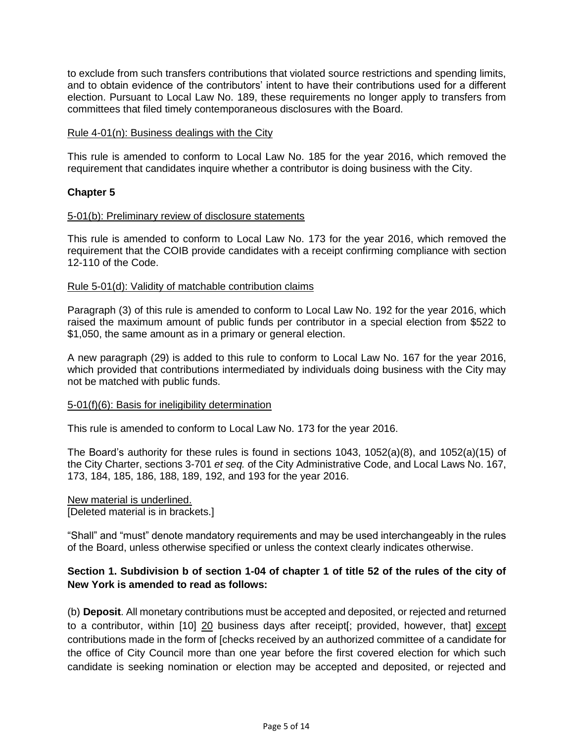to exclude from such transfers contributions that violated source restrictions and spending limits, and to obtain evidence of the contributors' intent to have their contributions used for a different election. Pursuant to Local Law No. 189, these requirements no longer apply to transfers from committees that filed timely contemporaneous disclosures with the Board.

<u>Rule 4-01(n): Business dealings with the City</u>

This rule is amended to conform to Local Law No. 185 for the year 2016, which removed the requirement that candidates inquire whether a contributor is doing business with the City.

**Chapter 5**

<u>5-01(b): Preliminary review of disclosure statements</u>

This rule is amended to conform to Local Law No. 173 for the year 2016, which removed the requirement that the COIB provide candidates with a receipt confirming compliance with section 12-110 of the Code.

<u>Rule 5-01(d): Validity of matchable contribution claims</u>

Paragraph (3) of this rule is amended to conform to Local Law No. 192 for the year 2016, which raised the maximum amount of public funds per contributor in a special election from $522 to $1,050, the same amount as in a primary or general election.

A new paragraph (29) is added to this rule to conform to Local Law No. 167 for the year 2016, which provided that contributions intermediated by individuals doing business with the City may not be matched with public funds.

<u>5-01(f)(6): Basis for ineligibility determination</u>

This rule is amended to conform to Local Law No. 173 for the year 2016.

The Board's authority for these rules is found in sections 1043, 1052(a)(8), and 1052(a)(15) of the City Charter, sections 3-701 *et seq.* of the City Administrative Code, and Local Laws No. 167, 173, 184, 185, 186, 188, 189, 192, and 193 for the year 2016.

<u>New material is underlined.</u>
[Deleted material is in brackets.]

"Shall" and "must" denote mandatory requirements and may be used interchangeably in the rules of the Board, unless otherwise specified or unless the context clearly indicates otherwise.

**Section 1. Subdivision b of section 1-04 of chapter 1 of title 52 of the rules of the city of New York is amended to read as follows:**

(b) **Deposit**. All monetary contributions must be accepted and deposited, or rejected and returned to a contributor, within [10] <u>20</u> business days after receipt[; provided, however, that] <u>except</u> contributions made in the form of [checks received by an authorized committee of a candidate for the office of City Council more than one year before the first covered election for which such candidate is seeking nomination or election may be accepted and deposited, or rejected and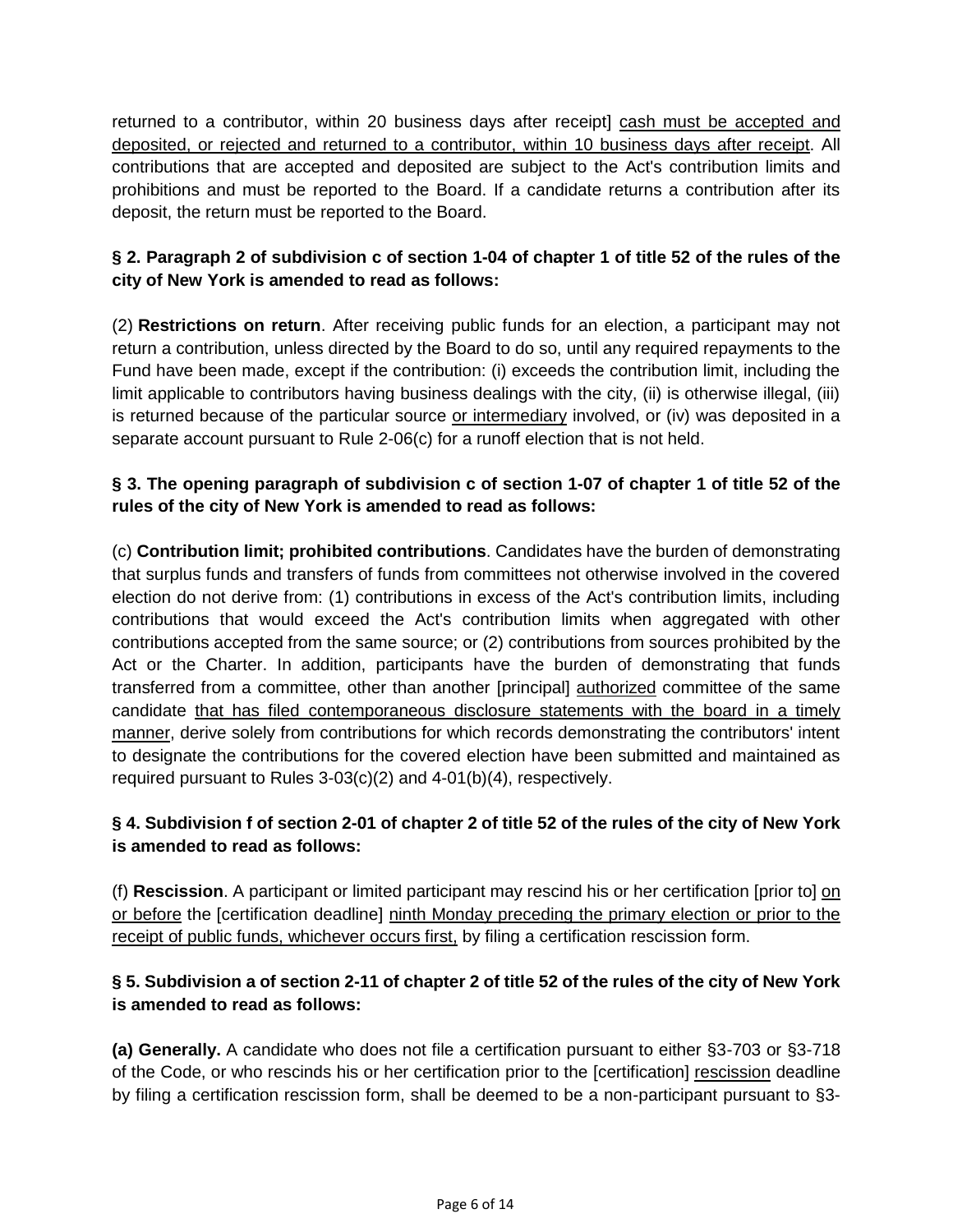returned to a contributor, within 20 business days after receipt] cash must be accepted and deposited, or rejected and returned to a contributor, within 10 business days after receipt. All contributions that are accepted and deposited are subject to the Act's contribution limits and prohibitions and must be reported to the Board. If a candidate returns a contribution after its deposit, the return must be reported to the Board.

**§ 2. Paragraph 2 of subdivision c of section 1-04 of chapter 1 of title 52 of the rules of the city of New York is amended to read as follows:**

(2) **Restrictions on return**. After receiving public funds for an election, a participant may not return a contribution, unless directed by the Board to do so, until any required repayments to the Fund have been made, except if the contribution: (i) exceeds the contribution limit, including the limit applicable to contributors having business dealings with the city, (ii) is otherwise illegal, (iii) is returned because of the particular source or intermediary involved, or (iv) was deposited in a separate account pursuant to Rule 2-06(c) for a runoff election that is not held.

**§ 3. The opening paragraph of subdivision c of section 1-07 of chapter 1 of title 52 of the rules of the city of New York is amended to read as follows:**

(c) **Contribution limit; prohibited contributions**. Candidates have the burden of demonstrating that surplus funds and transfers of funds from committees not otherwise involved in the covered election do not derive from: (1) contributions in excess of the Act's contribution limits, including contributions that would exceed the Act's contribution limits when aggregated with other contributions accepted from the same source; or (2) contributions from sources prohibited by the Act or the Charter. In addition, participants have the burden of demonstrating that funds transferred from a committee, other than another [principal] authorized committee of the same candidate that has filed contemporaneous disclosure statements with the board in a timely manner, derive solely from contributions for which records demonstrating the contributors' intent to designate the contributions for the covered election have been submitted and maintained as required pursuant to Rules 3-03(c)(2) and 4-01(b)(4), respectively.

**§ 4. Subdivision f of section 2-01 of chapter 2 of title 52 of the rules of the city of New York is amended to read as follows:**

(f) **Rescission**. A participant or limited participant may rescind his or her certification [prior to] on or before the [certification deadline] ninth Monday preceding the primary election or prior to the receipt of public funds, whichever occurs first, by filing a certification rescission form.

**§ 5. Subdivision a of section 2-11 of chapter 2 of title 52 of the rules of the city of New York is amended to read as follows:**

**(a) Generally.** A candidate who does not file a certification pursuant to either §3-703 or §3-718 of the Code, or who rescinds his or her certification prior to the [certification] rescission deadline by filing a certification rescission form, shall be deemed to be a non-participant pursuant to §3-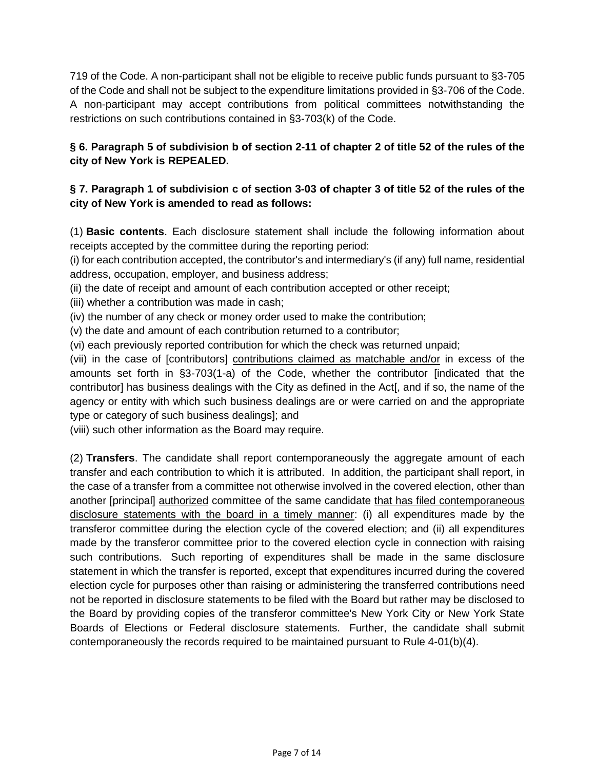719 of the Code. A non-participant shall not be eligible to receive public funds pursuant to §3-705 of the Code and shall not be subject to the expenditure limitations provided in §3-706 of the Code. A non-participant may accept contributions from political committees notwithstanding the restrictions on such contributions contained in §3-703(k) of the Code.

**§ 6. Paragraph 5 of subdivision b of section 2-11 of chapter 2 of title 52 of the rules of the city of New York is REPEALED.**

**§ 7. Paragraph 1 of subdivision c of section 3-03 of chapter 3 of title 52 of the rules of the city of New York is amended to read as follows:**

(1) **Basic contents**. Each disclosure statement shall include the following information about receipts accepted by the committee during the reporting period:

(i) for each contribution accepted, the contributor's and intermediary's (if any) full name, residential address, occupation, employer, and business address;

(ii) the date of receipt and amount of each contribution accepted or other receipt;

(iii) whether a contribution was made in cash;

(iv) the number of any check or money order used to make the contribution;

(v) the date and amount of each contribution returned to a contributor;

(vi) each previously reported contribution for which the check was returned unpaid;

(vii) in the case of [contributors] <u>contributions claimed as matchable and/or</u> in excess of the amounts set forth in §3-703(1-a) of the Code, whether the contributor [indicated that the contributor] has business dealings with the City as defined in the Act[, and if so, the name of the agency or entity with which such business dealings are or were carried on and the appropriate type or category of such business dealings]; and

(viii) such other information as the Board may require.

(2) **Transfers**. The candidate shall report contemporaneously the aggregate amount of each transfer and each contribution to which it is attributed. In addition, the participant shall report, in the case of a transfer from a committee not otherwise involved in the covered election, other than another [principal] <u>authorized</u> committee of the same candidate <u>that has filed contemporaneous disclosure statements with the board in a timely manner</u>: (i) all expenditures made by the transferor committee during the election cycle of the covered election; and (ii) all expenditures made by the transferor committee prior to the covered election cycle in connection with raising such contributions. Such reporting of expenditures shall be made in the same disclosure statement in which the transfer is reported, except that expenditures incurred during the covered election cycle for purposes other than raising or administering the transferred contributions need not be reported in disclosure statements to be filed with the Board but rather may be disclosed to the Board by providing copies of the transferor committee's New York City or New York State Boards of Elections or Federal disclosure statements. Further, the candidate shall submit contemporaneously the records required to be maintained pursuant to Rule 4-01(b)(4).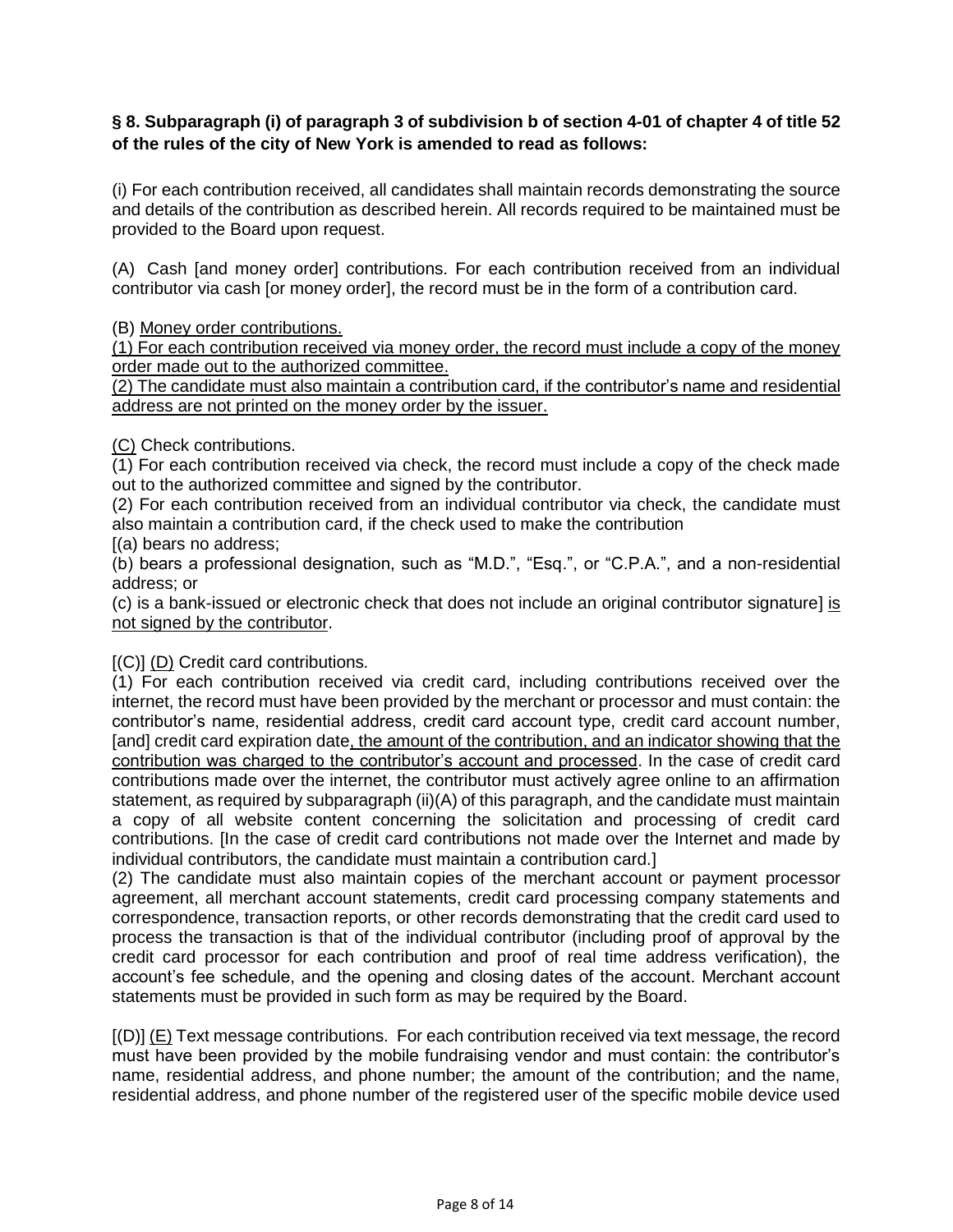**§ 8. Subparagraph (i) of paragraph 3 of subdivision b of section 4-01 of chapter 4 of title 52 of the rules of the city of New York is amended to read as follows:**

(i) For each contribution received, all candidates shall maintain records demonstrating the source and details of the contribution as described herein. All records required to be maintained must be provided to the Board upon request.

(A) Cash [and money order] contributions. For each contribution received from an individual contributor via cash [or money order], the record must be in the form of a contribution card.

(B) <u>Money order contributions.</u>
<u>(1) For each contribution received via money order, the record must include a copy of the money order made out to the authorized committee.</u>
<u>(2) The candidate must also maintain a contribution card, if the contributor's name and residential address are not printed on the money order by the issuer.</u>

<u>(C)</u> Check contributions.
(1) For each contribution received via check, the record must include a copy of the check made out to the authorized committee and signed by the contributor.
(2) For each contribution received from an individual contributor via check, the candidate must also maintain a contribution card, if the check used to make the contribution
[(a) bears no address;
(b) bears a professional designation, such as "M.D.", "Esq.", or "C.P.A.", and a non-residential address; or
(c) is a bank-issued or electronic check that does not include an original contributor signature] <u>is not signed by the contributor</u>.

[(C)] <u>(D)</u> Credit card contributions.
(1) For each contribution received via credit card, including contributions received over the internet, the record must have been provided by the merchant or processor and must contain: the contributor's name, residential address, credit card account type, credit card account number, [and] credit card expiration date<u>, the amount of the contribution, and an indicator showing that the contribution was charged to the contributor's account and processed</u>. In the case of credit card contributions made over the internet, the contributor must actively agree online to an affirmation statement, as required by subparagraph (ii)(A) of this paragraph, and the candidate must maintain a copy of all website content concerning the solicitation and processing of credit card contributions. [In the case of credit card contributions not made over the Internet and made by individual contributors, the candidate must maintain a contribution card.]
(2) The candidate must also maintain copies of the merchant account or payment processor agreement, all merchant account statements, credit card processing company statements and correspondence, transaction reports, or other records demonstrating that the credit card used to process the transaction is that of the individual contributor (including proof of approval by the credit card processor for each contribution and proof of real time address verification), the account's fee schedule, and the opening and closing dates of the account. Merchant account statements must be provided in such form as may be required by the Board.

[(D)] <u>(E)</u> Text message contributions. For each contribution received via text message, the record must have been provided by the mobile fundraising vendor and must contain: the contributor's name, residential address, and phone number; the amount of the contribution; and the name, residential address, and phone number of the registered user of the specific mobile device used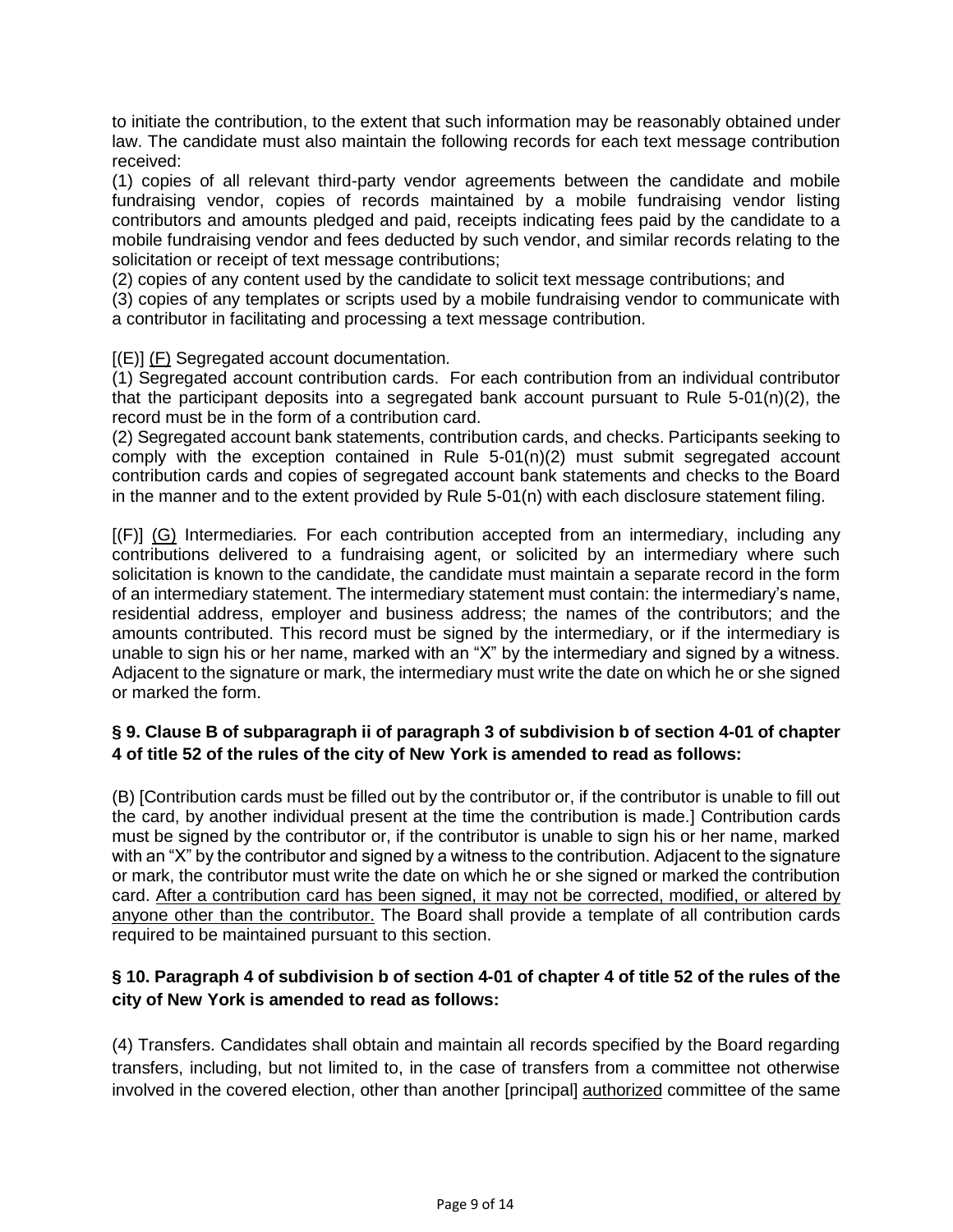to initiate the contribution, to the extent that such information may be reasonably obtained under law. The candidate must also maintain the following records for each text message contribution received:

(1) copies of all relevant third-party vendor agreements between the candidate and mobile fundraising vendor, copies of records maintained by a mobile fundraising vendor listing contributors and amounts pledged and paid, receipts indicating fees paid by the candidate to a mobile fundraising vendor and fees deducted by such vendor, and similar records relating to the solicitation or receipt of text message contributions;

(2) copies of any content used by the candidate to solicit text message contributions; and

(3) copies of any templates or scripts used by a mobile fundraising vendor to communicate with a contributor in facilitating and processing a text message contribution.

[(E)] <u>(F)</u> Segregated account documentation*.*

(1) Segregated account contribution cards. For each contribution from an individual contributor that the participant deposits into a segregated bank account pursuant to Rule 5-01(n)(2), the record must be in the form of a contribution card.

(2) Segregated account bank statements, contribution cards, and checks. Participants seeking to comply with the exception contained in Rule 5-01(n)(2) must submit segregated account contribution cards and copies of segregated account bank statements and checks to the Board in the manner and to the extent provided by Rule 5-01(n) with each disclosure statement filing.

[(F)] <u>(G)</u> Intermediaries*.* For each contribution accepted from an intermediary, including any contributions delivered to a fundraising agent, or solicited by an intermediary where such solicitation is known to the candidate, the candidate must maintain a separate record in the form of an intermediary statement. The intermediary statement must contain: the intermediary's name, residential address, employer and business address; the names of the contributors; and the amounts contributed. This record must be signed by the intermediary, or if the intermediary is unable to sign his or her name, marked with an "X" by the intermediary and signed by a witness. Adjacent to the signature or mark, the intermediary must write the date on which he or she signed or marked the form.

**§ 9. Clause B of subparagraph ii of paragraph 3 of subdivision b of section 4-01 of chapter 4 of title 52 of the rules of the city of New York is amended to read as follows:**

(B) [Contribution cards must be filled out by the contributor or, if the contributor is unable to fill out the card, by another individual present at the time the contribution is made.] Contribution cards must be signed by the contributor or, if the contributor is unable to sign his or her name, marked with an "X" by the contributor and signed by a witness to the contribution. Adjacent to the signature or mark, the contributor must write the date on which he or she signed or marked the contribution card. <u>After a contribution card has been signed, it may not be corrected, modified, or altered by anyone other than the contributor.</u> The Board shall provide a template of all contribution cards required to be maintained pursuant to this section.

**§ 10. Paragraph 4 of subdivision b of section 4-01 of chapter 4 of title 52 of the rules of the city of New York is amended to read as follows:**

(4) Transfers. Candidates shall obtain and maintain all records specified by the Board regarding transfers, including, but not limited to, in the case of transfers from a committee not otherwise involved in the covered election, other than another [principal] <u>authorized</u> committee of the same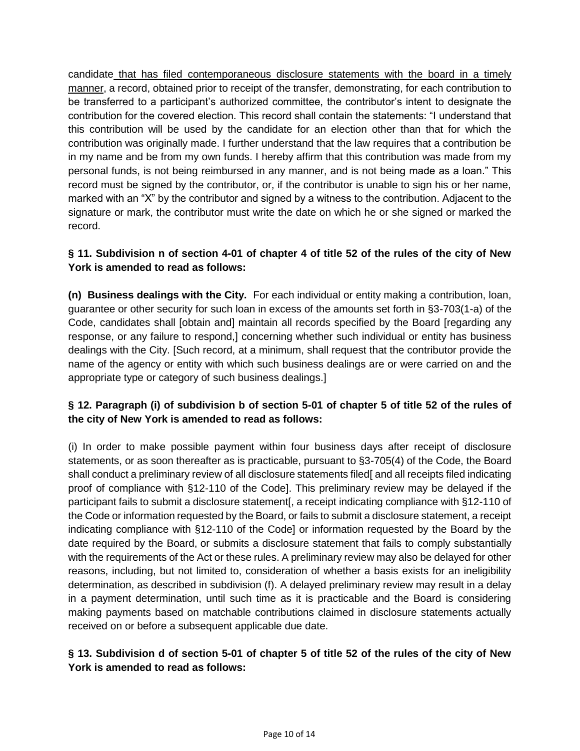candidate that has filed contemporaneous disclosure statements with the board in a timely manner, a record, obtained prior to receipt of the transfer, demonstrating, for each contribution to be transferred to a participant's authorized committee, the contributor's intent to designate the contribution for the covered election. This record shall contain the statements: "I understand that this contribution will be used by the candidate for an election other than that for which the contribution was originally made. I further understand that the law requires that a contribution be in my name and be from my own funds. I hereby affirm that this contribution was made from my personal funds, is not being reimbursed in any manner, and is not being made as a loan." This record must be signed by the contributor, or, if the contributor is unable to sign his or her name, marked with an "X" by the contributor and signed by a witness to the contribution. Adjacent to the signature or mark, the contributor must write the date on which he or she signed or marked the record.

**§ 11. Subdivision n of section 4-01 of chapter 4 of title 52 of the rules of the city of New York is amended to read as follows:**

**(n) Business dealings with the City.** For each individual or entity making a contribution, loan, guarantee or other security for such loan in excess of the amounts set forth in §3-703(1-a) of the Code, candidates shall [obtain and] maintain all records specified by the Board [regarding any response, or any failure to respond,] concerning whether such individual or entity has business dealings with the City. [Such record, at a minimum, shall request that the contributor provide the name of the agency or entity with which such business dealings are or were carried on and the appropriate type or category of such business dealings.]

**§ 12. Paragraph (i) of subdivision b of section 5-01 of chapter 5 of title 52 of the rules of the city of New York is amended to read as follows:**

(i) In order to make possible payment within four business days after receipt of disclosure statements, or as soon thereafter as is practicable, pursuant to §3-705(4) of the Code, the Board shall conduct a preliminary review of all disclosure statements filed[ and all receipts filed indicating proof of compliance with §12-110 of the Code]. This preliminary review may be delayed if the participant fails to submit a disclosure statement[, a receipt indicating compliance with §12-110 of the Code or information requested by the Board, or fails to submit a disclosure statement, a receipt indicating compliance with §12-110 of the Code] or information requested by the Board by the date required by the Board, or submits a disclosure statement that fails to comply substantially with the requirements of the Act or these rules. A preliminary review may also be delayed for other reasons, including, but not limited to, consideration of whether a basis exists for an ineligibility determination, as described in subdivision (f). A delayed preliminary review may result in a delay in a payment determination, until such time as it is practicable and the Board is considering making payments based on matchable contributions claimed in disclosure statements actually received on or before a subsequent applicable due date.

**§ 13. Subdivision d of section 5-01 of chapter 5 of title 52 of the rules of the city of New York is amended to read as follows:**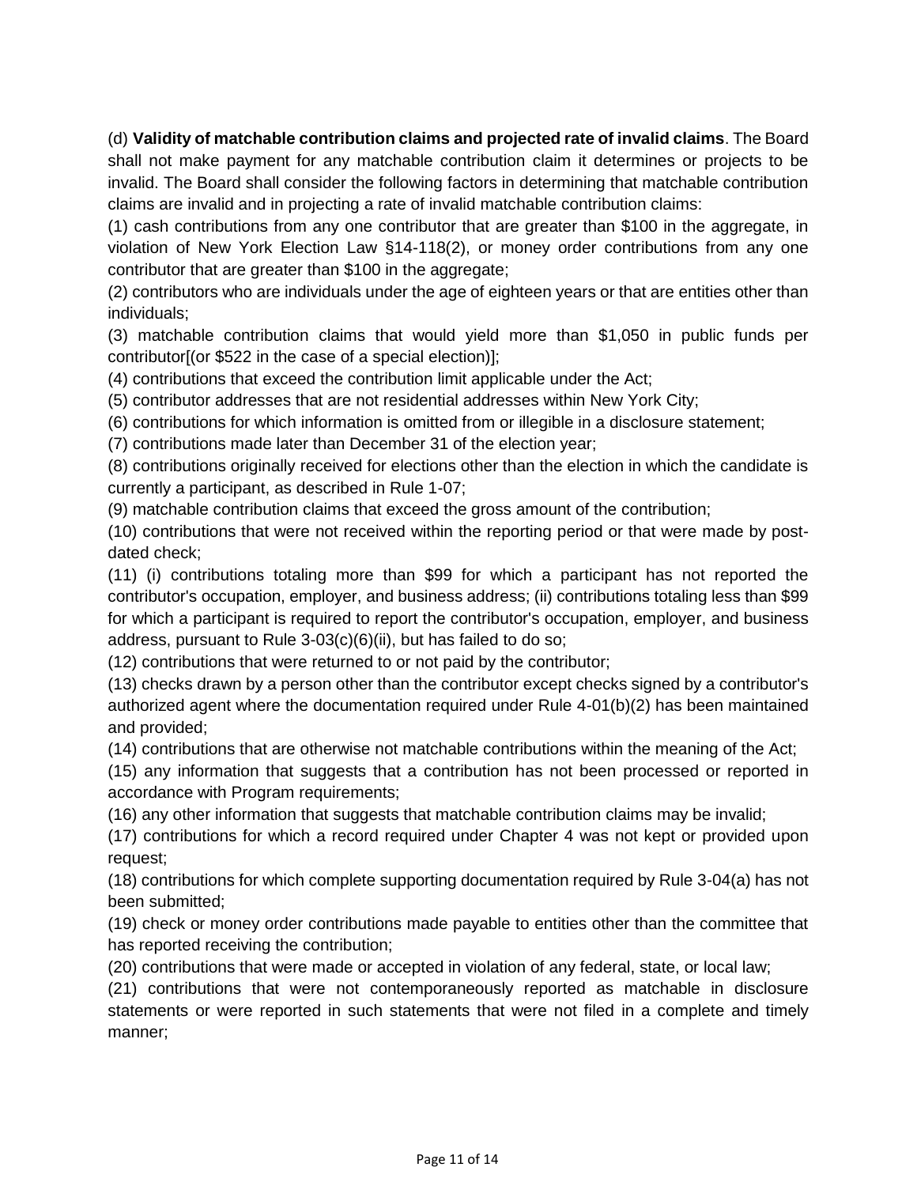(d) **Validity of matchable contribution claims and projected rate of invalid claims**. The Board shall not make payment for any matchable contribution claim it determines or projects to be invalid. The Board shall consider the following factors in determining that matchable contribution claims are invalid and in projecting a rate of invalid matchable contribution claims:

(1) cash contributions from any one contributor that are greater than $100 in the aggregate, in violation of New York Election Law §14-118(2), or money order contributions from any one contributor that are greater than $100 in the aggregate;

(2) contributors who are individuals under the age of eighteen years or that are entities other than individuals;

(3) matchable contribution claims that would yield more than $1,050 in public funds per contributor[(or $522 in the case of a special election)];

(4) contributions that exceed the contribution limit applicable under the Act;

(5) contributor addresses that are not residential addresses within New York City;

(6) contributions for which information is omitted from or illegible in a disclosure statement;

(7) contributions made later than December 31 of the election year;

(8) contributions originally received for elections other than the election in which the candidate is currently a participant, as described in Rule 1-07;

(9) matchable contribution claims that exceed the gross amount of the contribution;

(10) contributions that were not received within the reporting period or that were made by post-dated check;

(11) (i) contributions totaling more than $99 for which a participant has not reported the contributor's occupation, employer, and business address; (ii) contributions totaling less than $99 for which a participant is required to report the contributor's occupation, employer, and business address, pursuant to Rule 3-03(c)(6)(ii), but has failed to do so;

(12) contributions that were returned to or not paid by the contributor;

(13) checks drawn by a person other than the contributor except checks signed by a contributor's authorized agent where the documentation required under Rule 4-01(b)(2) has been maintained and provided;

(14) contributions that are otherwise not matchable contributions within the meaning of the Act;

(15) any information that suggests that a contribution has not been processed or reported in accordance with Program requirements;

(16) any other information that suggests that matchable contribution claims may be invalid;

(17) contributions for which a record required under Chapter 4 was not kept or provided upon request;

(18) contributions for which complete supporting documentation required by Rule 3-04(a) has not been submitted;

(19) check or money order contributions made payable to entities other than the committee that has reported receiving the contribution;

(20) contributions that were made or accepted in violation of any federal, state, or local law;

(21) contributions that were not contemporaneously reported as matchable in disclosure statements or were reported in such statements that were not filed in a complete and timely manner;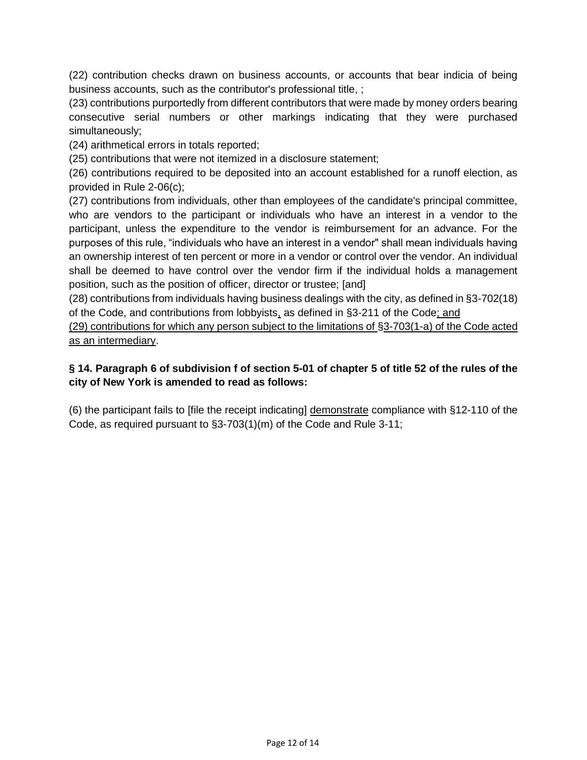(22) contribution checks drawn on business accounts, or accounts that bear indicia of being business accounts, such as the contributor's professional title, ;

(23) contributions purportedly from different contributors that were made by money orders bearing consecutive serial numbers or other markings indicating that they were purchased simultaneously;

(24) arithmetical errors in totals reported;

(25) contributions that were not itemized in a disclosure statement;

(26) contributions required to be deposited into an account established for a runoff election, as provided in Rule 2-06(c);

(27) contributions from individuals, other than employees of the candidate's principal committee, who are vendors to the participant or individuals who have an interest in a vendor to the participant, unless the expenditure to the vendor is reimbursement for an advance. For the purposes of this rule, "individuals who have an interest in a vendor" shall mean individuals having an ownership interest of ten percent or more in a vendor or control over the vendor. An individual shall be deemed to have control over the vendor firm if the individual holds a management position, such as the position of officer, director or trustee; [and]

(28) contributions from individuals having business dealings with the city, as defined in §3-702(18) of the Code, and contributions from lobbyists, as defined in §3-211 of the Code; and

(29) contributions for which any person subject to the limitations of §3-703(1-a) of the Code acted as an intermediary.

**§ 14. Paragraph 6 of subdivision f of section 5-01 of chapter 5 of title 52 of the rules of the city of New York is amended to read as follows:**

(6) the participant fails to [file the receipt indicating] demonstrate compliance with §12-110 of the Code, as required pursuant to §3-703(1)(m) of the Code and Rule 3-11;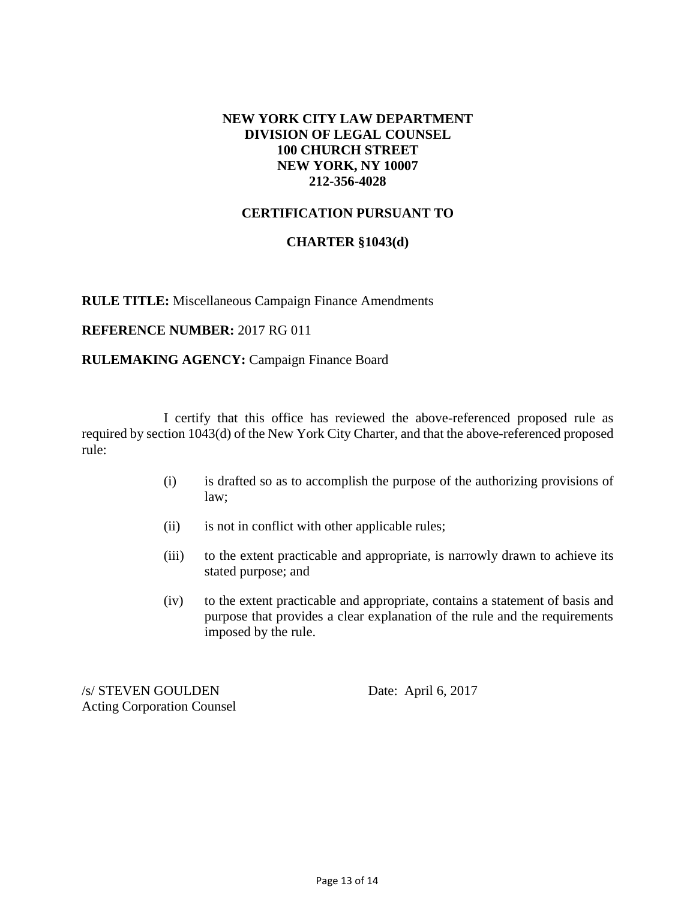**NEW YORK CITY LAW DEPARTMENT**
**DIVISION OF LEGAL COUNSEL**
**100 CHURCH STREET**
**NEW YORK, NY 10007**
**212-356-4028**

## CERTIFICATION PURSUANT TO

## CHARTER §1043(d)

**RULE TITLE:** Miscellaneous Campaign Finance Amendments

**REFERENCE NUMBER:** 2017 RG 011

**RULEMAKING AGENCY:** Campaign Finance Board

I certify that this office has reviewed the above-referenced proposed rule as required by section 1043(d) of the New York City Charter, and that the above-referenced proposed rule:

(i) is drafted so as to accomplish the purpose of the authorizing provisions of law;

(ii) is not in conflict with other applicable rules;

(iii) to the extent practicable and appropriate, is narrowly drawn to achieve its stated purpose; and

(iv) to the extent practicable and appropriate, contains a statement of basis and purpose that provides a clear explanation of the rule and the requirements imposed by the rule.

/s/ STEVEN GOULDEN
Acting Corporation Counsel

Date: April 6, 2017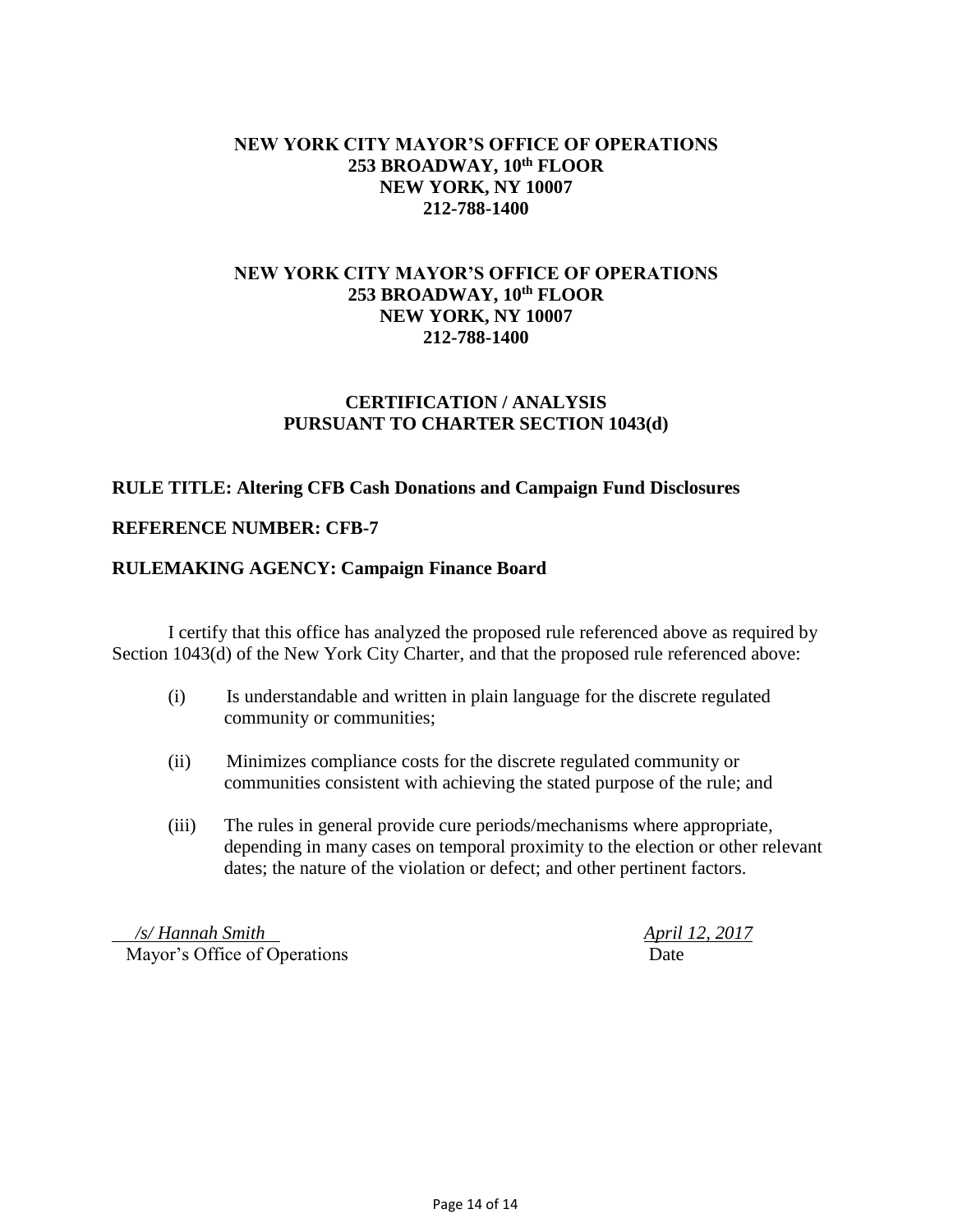**NEW YORK CITY MAYOR'S OFFICE OF OPERATIONS**
**253 BROADWAY, 10th FLOOR**
**NEW YORK, NY 10007**
**212-788-1400**

**NEW YORK CITY MAYOR'S OFFICE OF OPERATIONS**
**253 BROADWAY, 10th FLOOR**
**NEW YORK, NY 10007**
**212-788-1400**

**CERTIFICATION / ANALYSIS**
**PURSUANT TO CHARTER SECTION 1043(d)**

**RULE TITLE: Altering CFB Cash Donations and Campaign Fund Disclosures**

**REFERENCE NUMBER: CFB-7**

**RULEMAKING AGENCY: Campaign Finance Board**

I certify that this office has analyzed the proposed rule referenced above as required by Section 1043(d) of the New York City Charter, and that the proposed rule referenced above:

(i) Is understandable and written in plain language for the discrete regulated community or communities;

(ii) Minimizes compliance costs for the discrete regulated community or communities consistent with achieving the stated purpose of the rule; and

(iii) The rules in general provide cure periods/mechanisms where appropriate, depending in many cases on temporal proximity to the election or other relevant dates; the nature of the violation or defect; and other pertinent factors.

*/s/ Hannah Smith* — *April 12, 2017*
Mayor's Office of Operations — Date